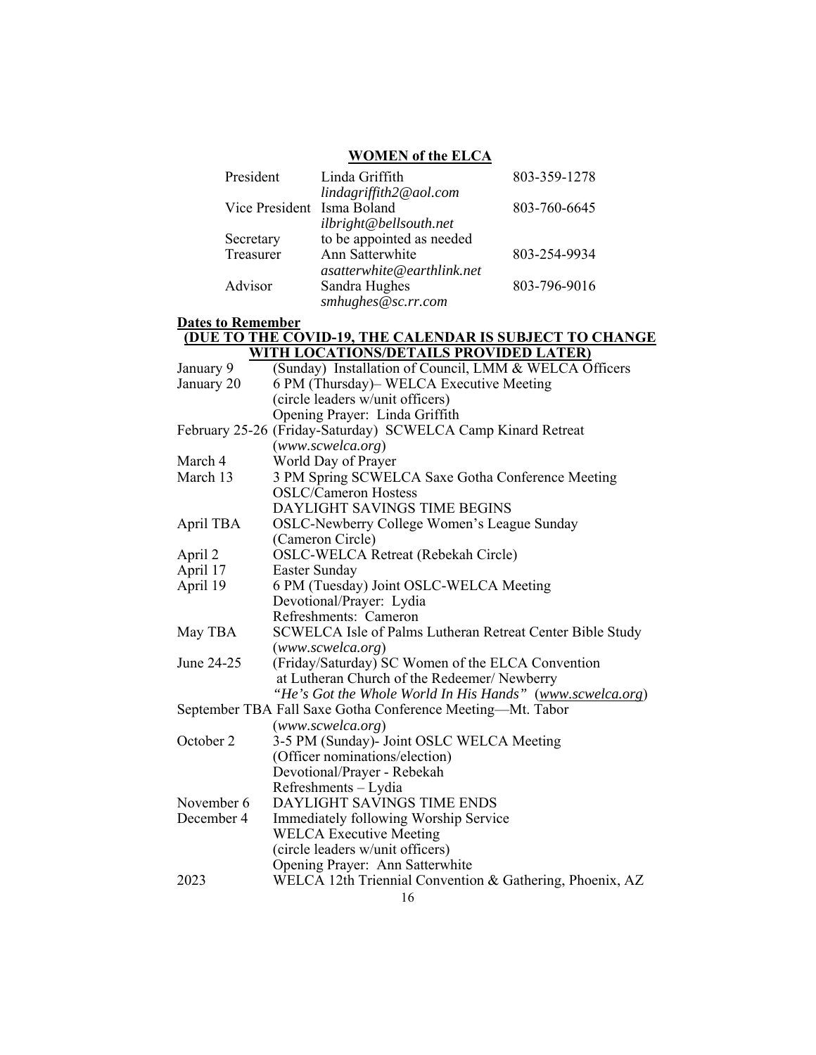## WOMEN of the ELCA

| | | |
|---|---|---|
| President | Linda Griffith<br>*lindagriffith2@aol.com* | 803-359-1278 |
| Vice President | Isma Boland<br>*ilbright@bellsouth.net* | 803-760-6645 |
| Secretary | to be appointed as needed | |
| Treasurer | Ann Satterwhite<br>*asatterwhite@earthlink.net* | 803-254-9934 |
| Advisor | Sandra Hughes<br>*smhughes@sc.rr.com* | 803-796-9016 |

**Dates to Remember**

**(DUE TO THE COVID-19, THE CALENDAR IS SUBJECT TO CHANGE WITH LOCATIONS/DETAILS PROVIDED LATER)**

| | |
|---|---|
| January 9 | (Sunday) Installation of Council, LMM & WELCA Officers |
| January 20 | 6 PM (Thursday)– WELCA Executive Meeting<br>(circle leaders w/unit officers)<br>Opening Prayer: Linda Griffith |
| February 25-26 | (Friday-Saturday) SCWELCA Camp Kinard Retreat<br>(*www.scwelca.org*) |
| March 4 | World Day of Prayer |
| March 13 | 3 PM Spring SCWELCA Saxe Gotha Conference Meeting<br>OSLC/Cameron Hostess<br>DAYLIGHT SAVINGS TIME BEGINS |
| April TBA | OSLC-Newberry College Women's League Sunday<br>(Cameron Circle) |
| April 2 | OSLC-WELCA Retreat (Rebekah Circle) |
| April 17 | Easter Sunday |
| April 19 | 6 PM (Tuesday) Joint OSLC-WELCA Meeting<br>Devotional/Prayer: Lydia<br>Refreshments: Cameron |
| May TBA | SCWELCA Isle of Palms Lutheran Retreat Center Bible Study<br>(*www.scwelca.org*) |
| June 24-25 | (Friday/Saturday) SC Women of the ELCA Convention<br>at Lutheran Church of the Redeemer/ Newberry<br>*"He's Got the Whole World In His Hands"* (*www.scwelca.org*) |
| September TBA | Fall Saxe Gotha Conference Meeting—Mt. Tabor<br>(*www.scwelca.org*) |
| October 2 | 3-5 PM (Sunday)- Joint OSLC WELCA Meeting<br>(Officer nominations/election)<br>Devotional/Prayer - Rebekah<br>Refreshments – Lydia |
| November 6 | DAYLIGHT SAVINGS TIME ENDS |
| December 4 | Immediately following Worship Service<br>WELCA Executive Meeting<br>(circle leaders w/unit officers)<br>Opening Prayer: Ann Satterwhite |
| 2023 | WELCA 12th Triennial Convention & Gathering, Phoenix, AZ |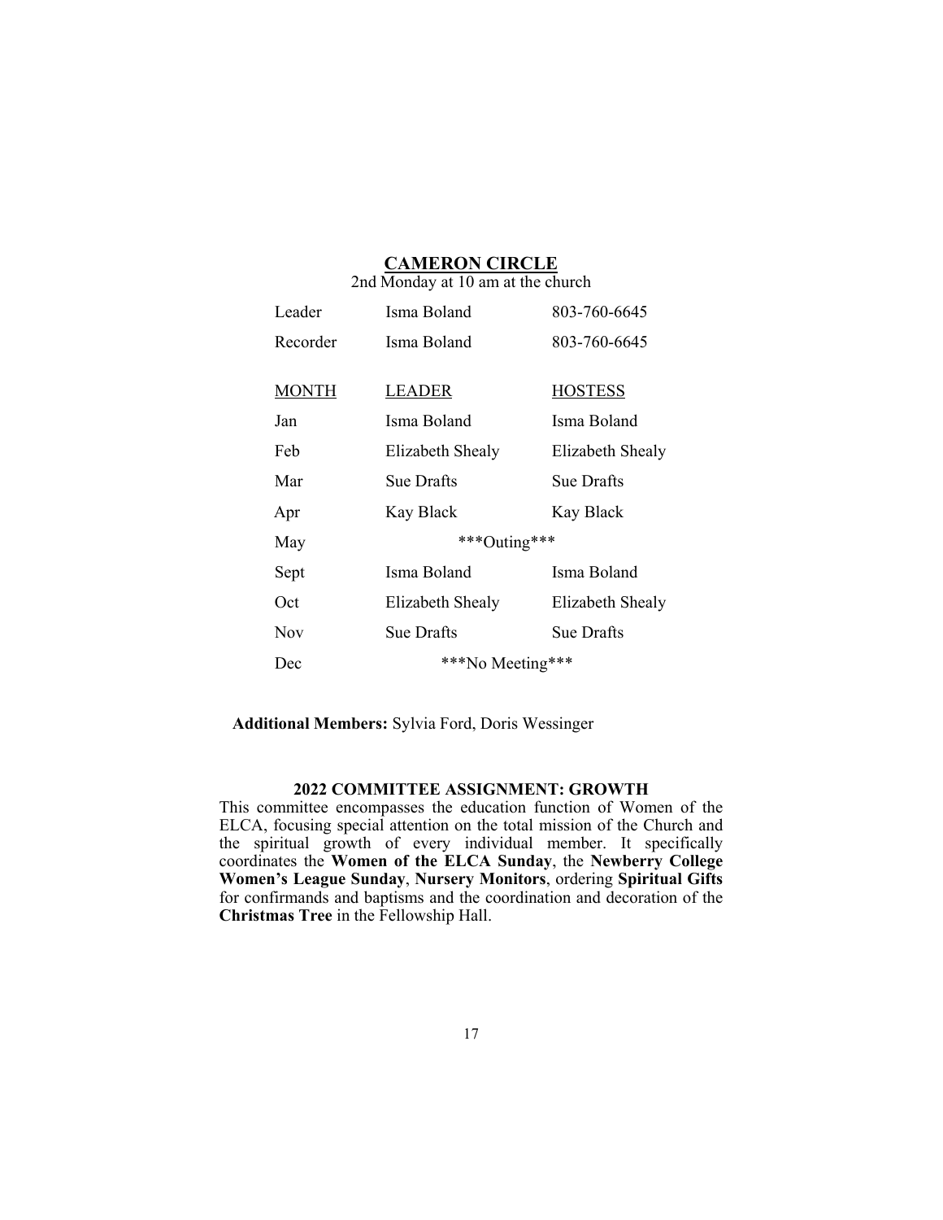## CAMERON CIRCLE

2nd Monday at 10 am at the church

| | | |
|---|---|---|
| Leader | Isma Boland | 803-760-6645 |
| Recorder | Isma Boland | 803-760-6645 |

| MONTH | LEADER | HOSTESS |
|---|---|---|
| Jan | Isma Boland | Isma Boland |
| Feb | Elizabeth Shealy | Elizabeth Shealy |
| Mar | Sue Drafts | Sue Drafts |
| Apr | Kay Black | Kay Black |
| May | ***Outing*** | |
| Sept | Isma Boland | Isma Boland |
| Oct | Elizabeth Shealy | Elizabeth Shealy |
| Nov | Sue Drafts | Sue Drafts |
| Dec | ***No Meeting*** | |

**Additional Members:** Sylvia Ford, Doris Wessinger

### 2022 COMMITTEE ASSIGNMENT: GROWTH

This committee encompasses the education function of Women of the ELCA, focusing special attention on the total mission of the Church and the spiritual growth of every individual member. It specifically coordinates the **Women of the ELCA Sunday**, the **Newberry College Women's League Sunday**, **Nursery Monitors**, ordering **Spiritual Gifts** for confirmands and baptisms and the coordination and decoration of the **Christmas Tree** in the Fellowship Hall.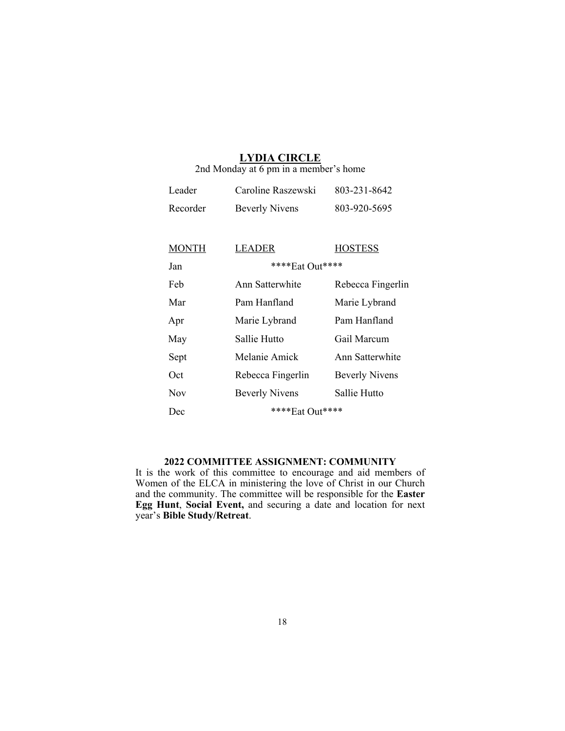## LYDIA CIRCLE

2nd Monday at 6 pm in a member's home

| | | |
|---|---|---|
| Leader | Caroline Raszewski | 803-231-8642 |
| Recorder | Beverly Nivens | 803-920-5695 |

| MONTH | LEADER | HOSTESS |
|---|---|---|
| Jan | ****Eat Out**** | |
| Feb | Ann Satterwhite | Rebecca Fingerlin |
| Mar | Pam Hanfland | Marie Lybrand |
| Apr | Marie Lybrand | Pam Hanfland |
| May | Sallie Hutto | Gail Marcum |
| Sept | Melanie Amick | Ann Satterwhite |
| Oct | Rebecca Fingerlin | Beverly Nivens |
| Nov | Beverly Nivens | Sallie Hutto |
| Dec | ****Eat Out**** | |

### 2022 COMMITTEE ASSIGNMENT: COMMUNITY

It is the work of this committee to encourage and aid members of Women of the ELCA in ministering the love of Christ in our Church and the community. The committee will be responsible for the **Easter Egg Hunt**, **Social Event,** and securing a date and location for next year's **Bible Study/Retreat**.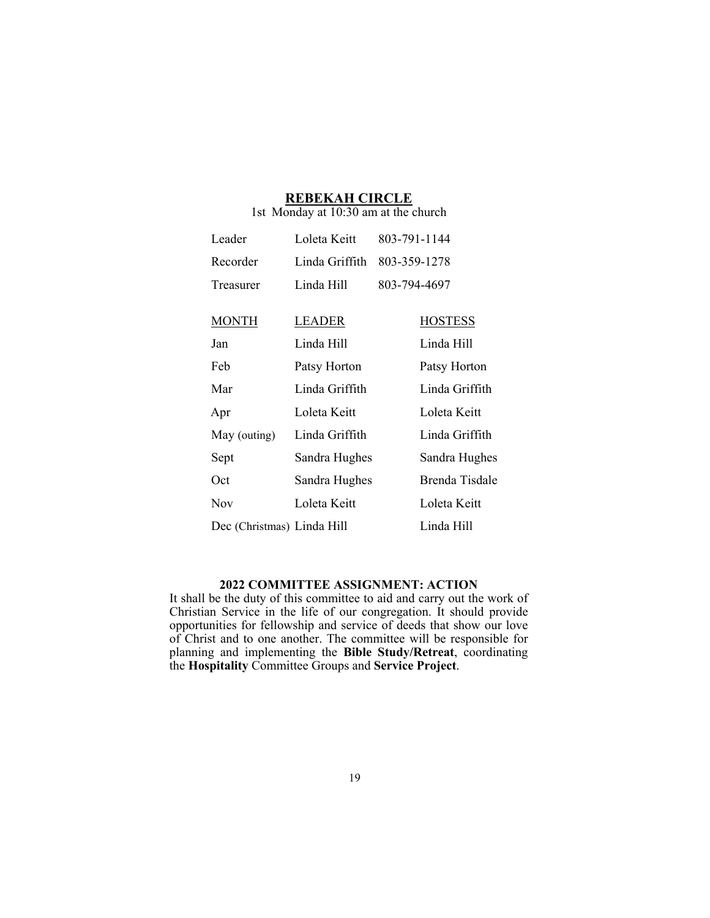## REBEKAH CIRCLE

1st Monday at 10:30 am at the church

| | | |
|---|---|---|
| Leader | Loleta Keitt | 803-791-1144 |
| Recorder | Linda Griffith | 803-359-1278 |
| Treasurer | Linda Hill | 803-794-4697 |

| MONTH | LEADER | HOSTESS |
|---|---|---|
| Jan | Linda Hill | Linda Hill |
| Feb | Patsy Horton | Patsy Horton |
| Mar | Linda Griffith | Linda Griffith |
| Apr | Loleta Keitt | Loleta Keitt |
| May (outing) | Linda Griffith | Linda Griffith |
| Sept | Sandra Hughes | Sandra Hughes |
| Oct | Sandra Hughes | Brenda Tisdale |
| Nov | Loleta Keitt | Loleta Keitt |
| Dec (Christmas) | Linda Hill | Linda Hill |

### 2022 COMMITTEE ASSIGNMENT: ACTION

It shall be the duty of this committee to aid and carry out the work of Christian Service in the life of our congregation. It should provide opportunities for fellowship and service of deeds that show our love of Christ and to one another. The committee will be responsible for planning and implementing the **Bible Study/Retreat**, coordinating the **Hospitality** Committee Groups and **Service Project**.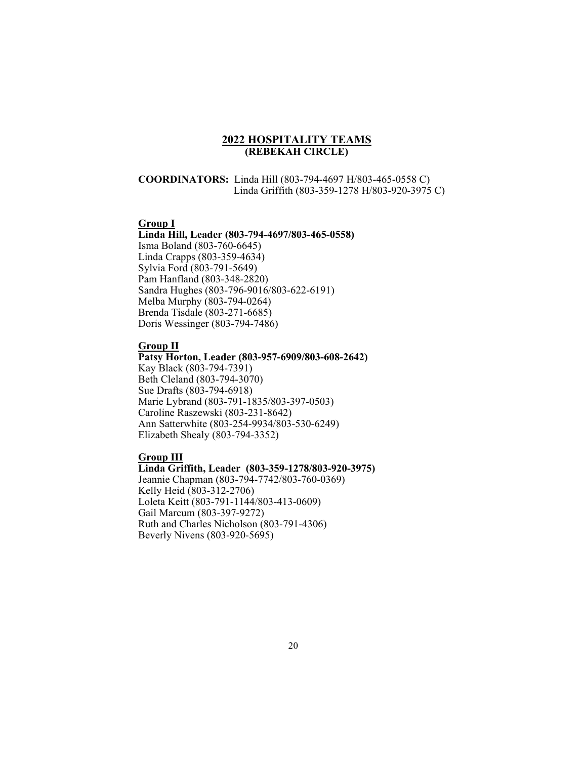## 2022 HOSPITALITY TEAMS
### (REBEKAH CIRCLE)

**COORDINATORS:** Linda Hill (803-794-4697 H/803-465-0558 C)
Linda Griffith (803-359-1278 H/803-920-3975 C)

**Group I**

**Linda Hill, Leader (803-794-4697/803-465-0558)**
Isma Boland (803-760-6645)
Linda Crapps (803-359-4634)
Sylvia Ford (803-791-5649)
Pam Hanfland (803-348-2820)
Sandra Hughes (803-796-9016/803-622-6191)
Melba Murphy (803-794-0264)
Brenda Tisdale (803-271-6685)
Doris Wessinger (803-794-7486)

**Group II**

**Patsy Horton, Leader (803-957-6909/803-608-2642)**
Kay Black (803-794-7391)
Beth Cleland (803-794-3070)
Sue Drafts (803-794-6918)
Marie Lybrand (803-791-1835/803-397-0503)
Caroline Raszewski (803-231-8642)
Ann Satterwhite (803-254-9934/803-530-6249)
Elizabeth Shealy (803-794-3352)

**Group III**

**Linda Griffith, Leader (803-359-1278/803-920-3975)**
Jeannie Chapman (803-794-7742/803-760-0369)
Kelly Heid (803-312-2706)
Loleta Keitt (803-791-1144/803-413-0609)
Gail Marcum (803-397-9272)
Ruth and Charles Nicholson (803-791-4306)
Beverly Nivens (803-920-5695)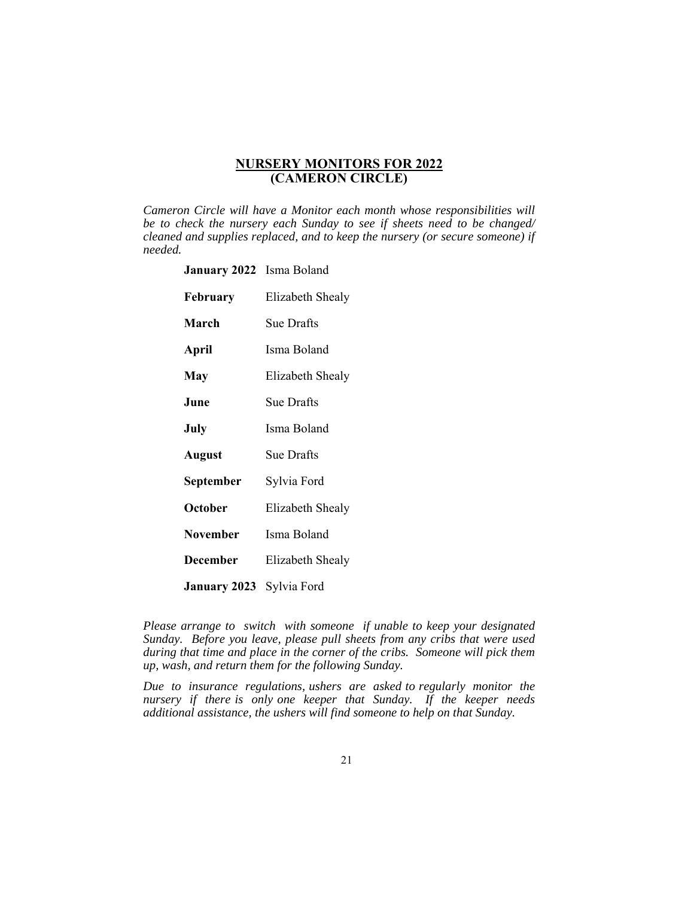## NURSERY MONITORS FOR 2022
## (CAMERON CIRCLE)

*Cameron Circle will have a Monitor each month whose responsibilities will be to check the nursery each Sunday to see if sheets need to be changed/ cleaned and supplies replaced, and to keep the nursery (or secure someone) if needed.*

| | |
|---|---|
| **January 2022** | Isma Boland |
| **February** | Elizabeth Shealy |
| **March** | Sue Drafts |
| **April** | Isma Boland |
| **May** | Elizabeth Shealy |
| **June** | Sue Drafts |
| **July** | Isma Boland |
| **August** | Sue Drafts |
| **September** | Sylvia Ford |
| **October** | Elizabeth Shealy |
| **November** | Isma Boland |
| **December** | Elizabeth Shealy |
| **January 2023** | Sylvia Ford |

*Please arrange to switch with someone if unable to keep your designated Sunday. Before you leave, please pull sheets from any cribs that were used during that time and place in the corner of the cribs. Someone will pick them up, wash, and return them for the following Sunday.*

*Due to insurance regulations, ushers are asked to regularly monitor the nursery if there is only one keeper that Sunday. If the keeper needs additional assistance, the ushers will find someone to help on that Sunday.*